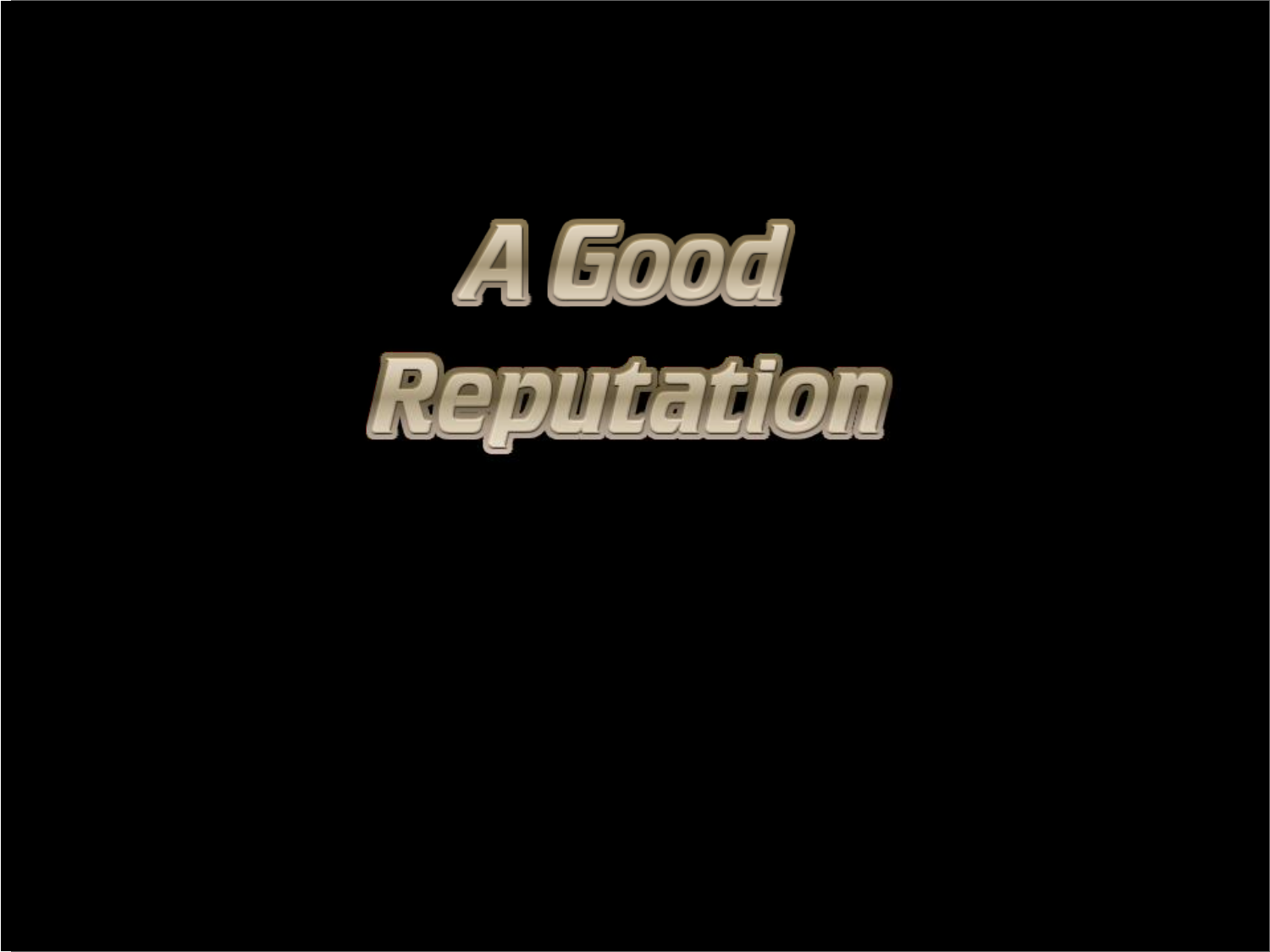# A Good Reputation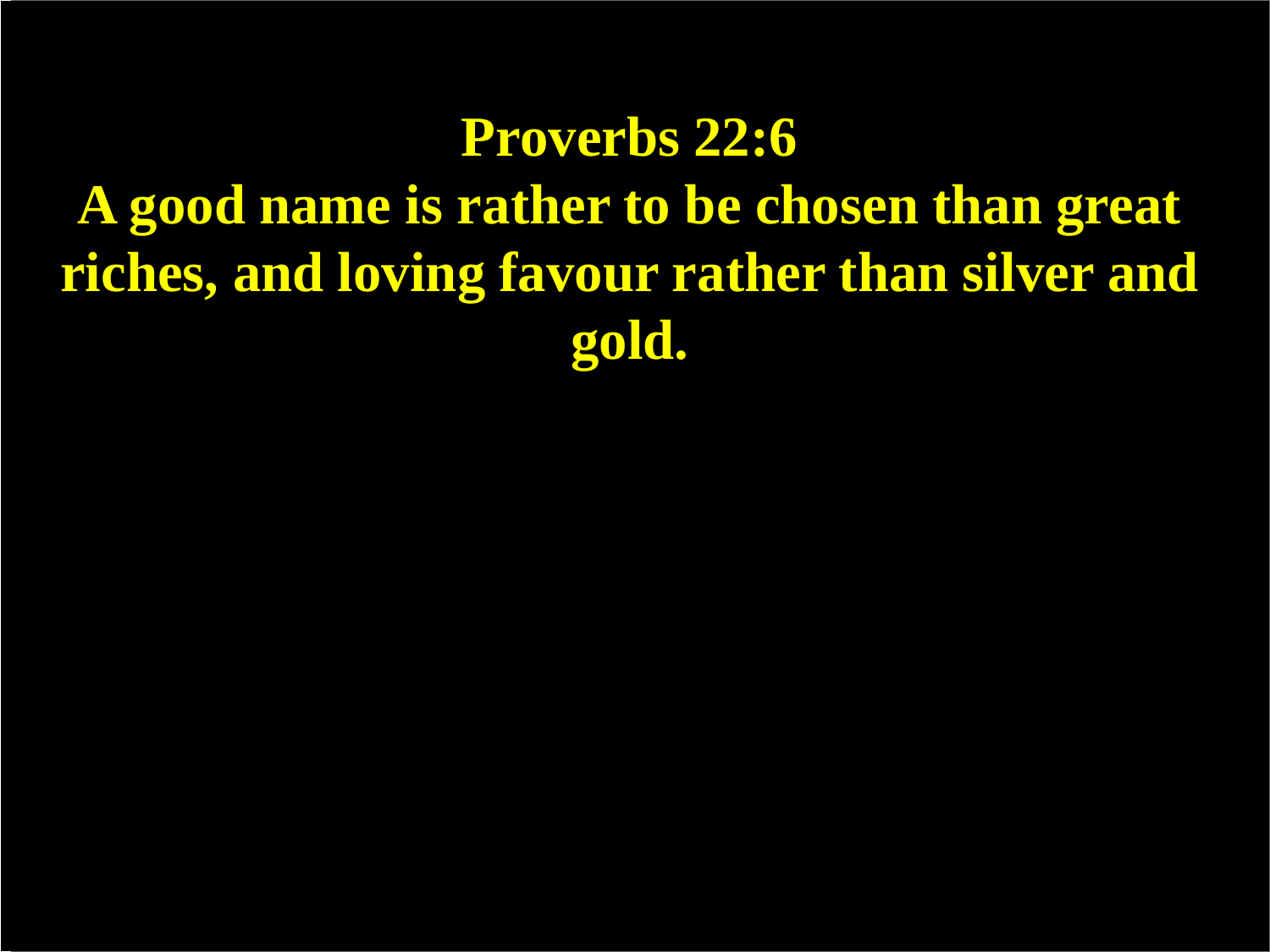# Proverbs 22:6

**A good name is rather to be chosen than great riches, and loving favour rather than silver and gold.**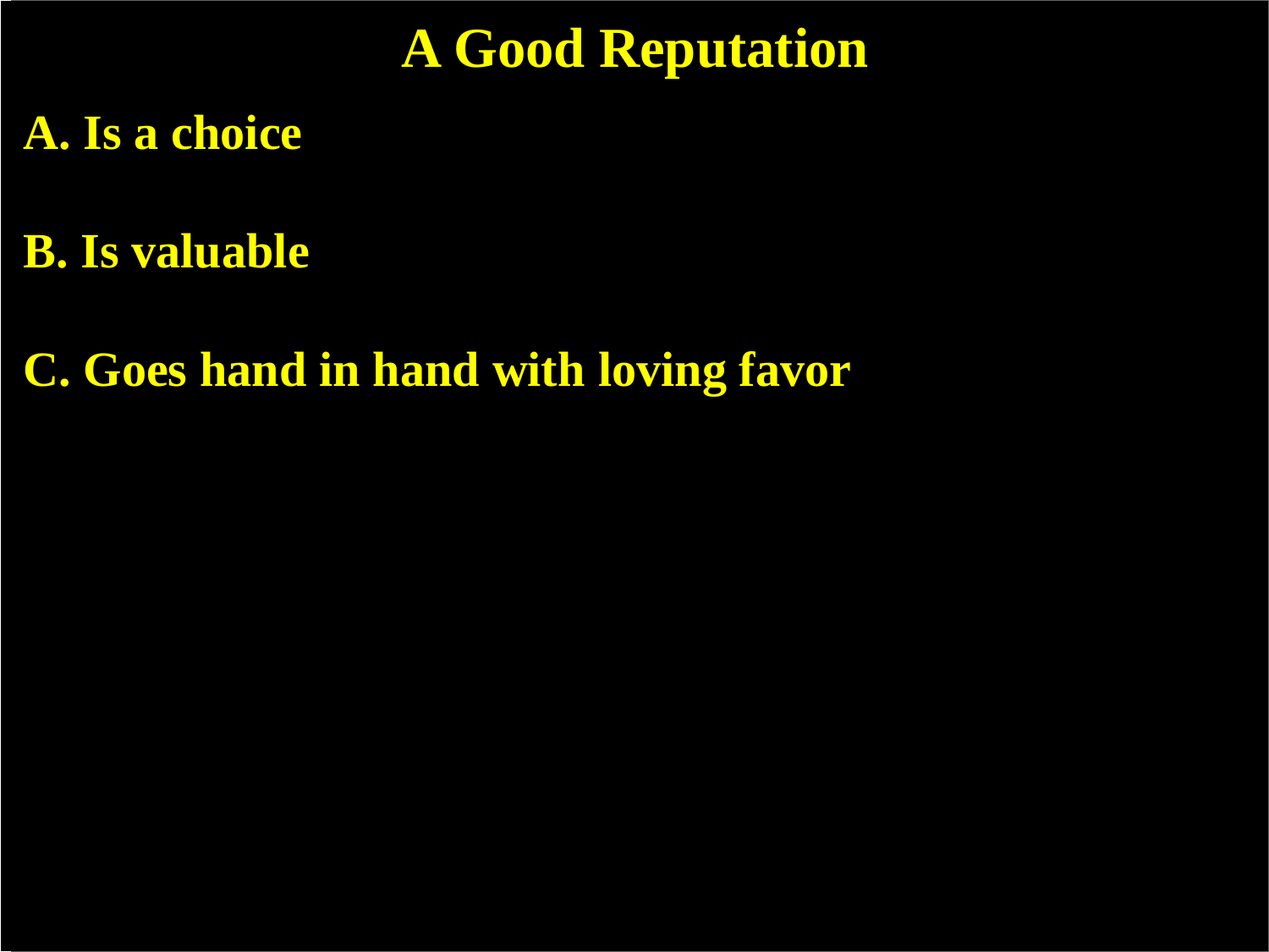# A Good Reputation

**A. Is a choice**

**B. Is valuable**

**C. Goes hand in hand with loving favor**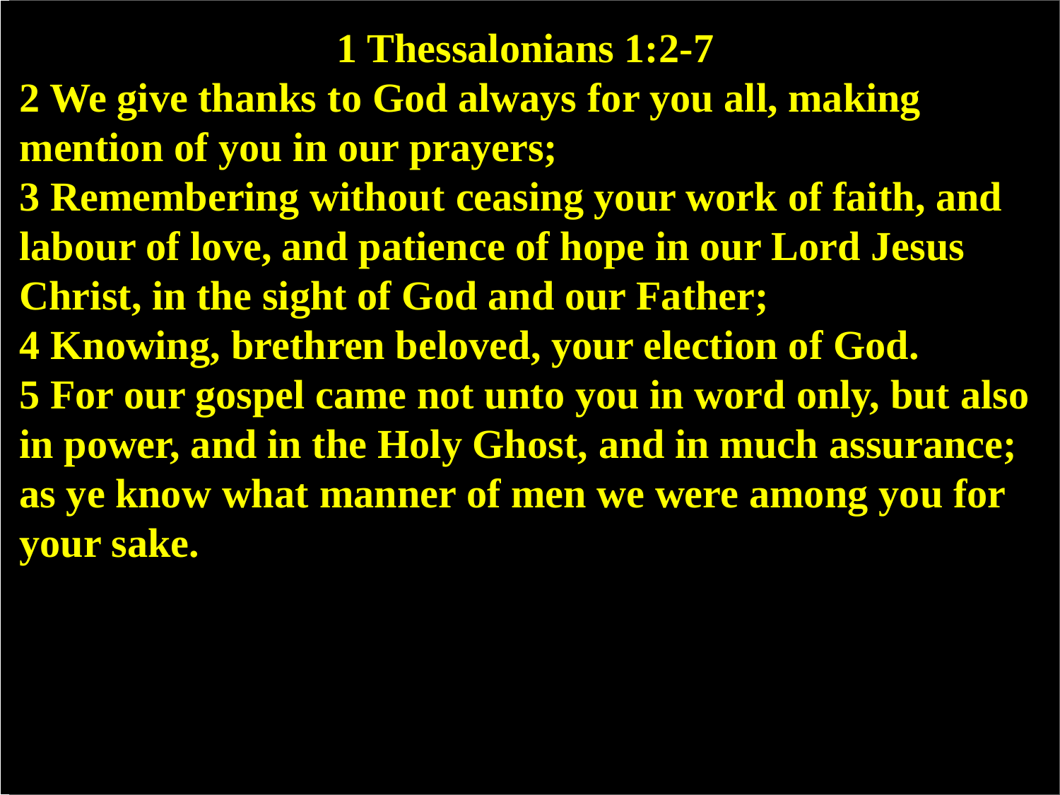# 1 Thessalonians 1:2-7

**2 We give thanks to God always for you all, making mention of you in our prayers;**

**3 Remembering without ceasing your work of faith, and labour of love, and patience of hope in our Lord Jesus Christ, in the sight of God and our Father;**

**4 Knowing, brethren beloved, your election of God.**

**5 For our gospel came not unto you in word only, but also in power, and in the Holy Ghost, and in much assurance; as ye know what manner of men we were among you for your sake.**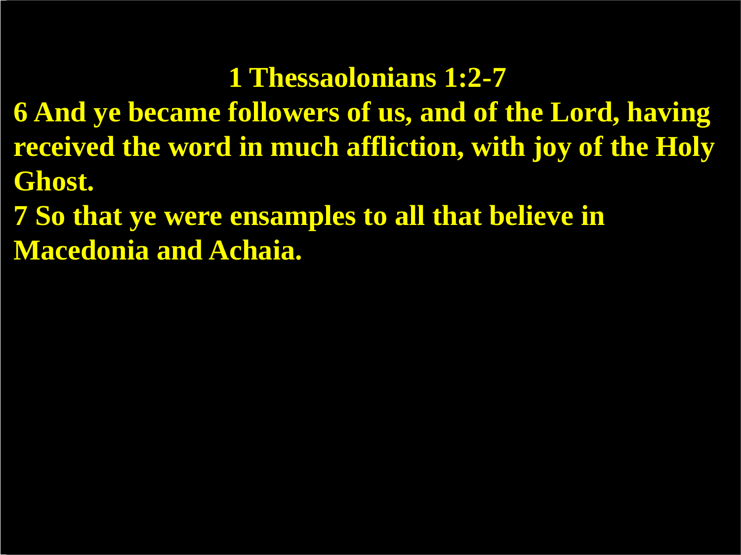# 1 Thessaolonians 1:2-7

**6 And ye became followers of us, and of the Lord, having received the word in much affliction, with joy of the Holy Ghost.**

**7 So that ye were ensamples to all that believe in Macedonia and Achaia.**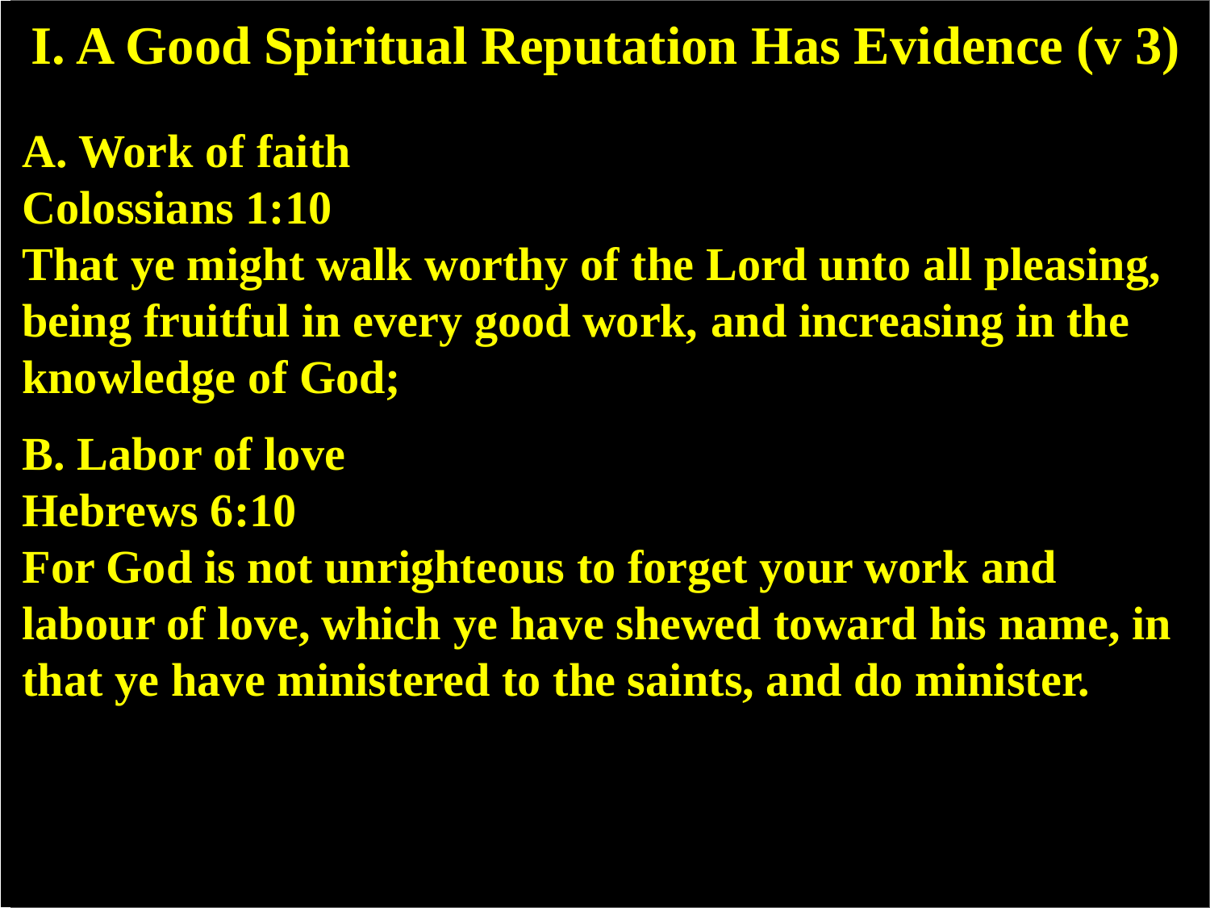# I. A Good Spiritual Reputation Has Evidence (v 3)

**A. Work of faith**

**Colossians 1:10**

**That ye might walk worthy of the Lord unto all pleasing, being fruitful in every good work, and increasing in the knowledge of God;**

**B. Labor of love**

**Hebrews 6:10**

**For God is not unrighteous to forget your work and labour of love, which ye have shewed toward his name, in that ye have ministered to the saints, and do minister.**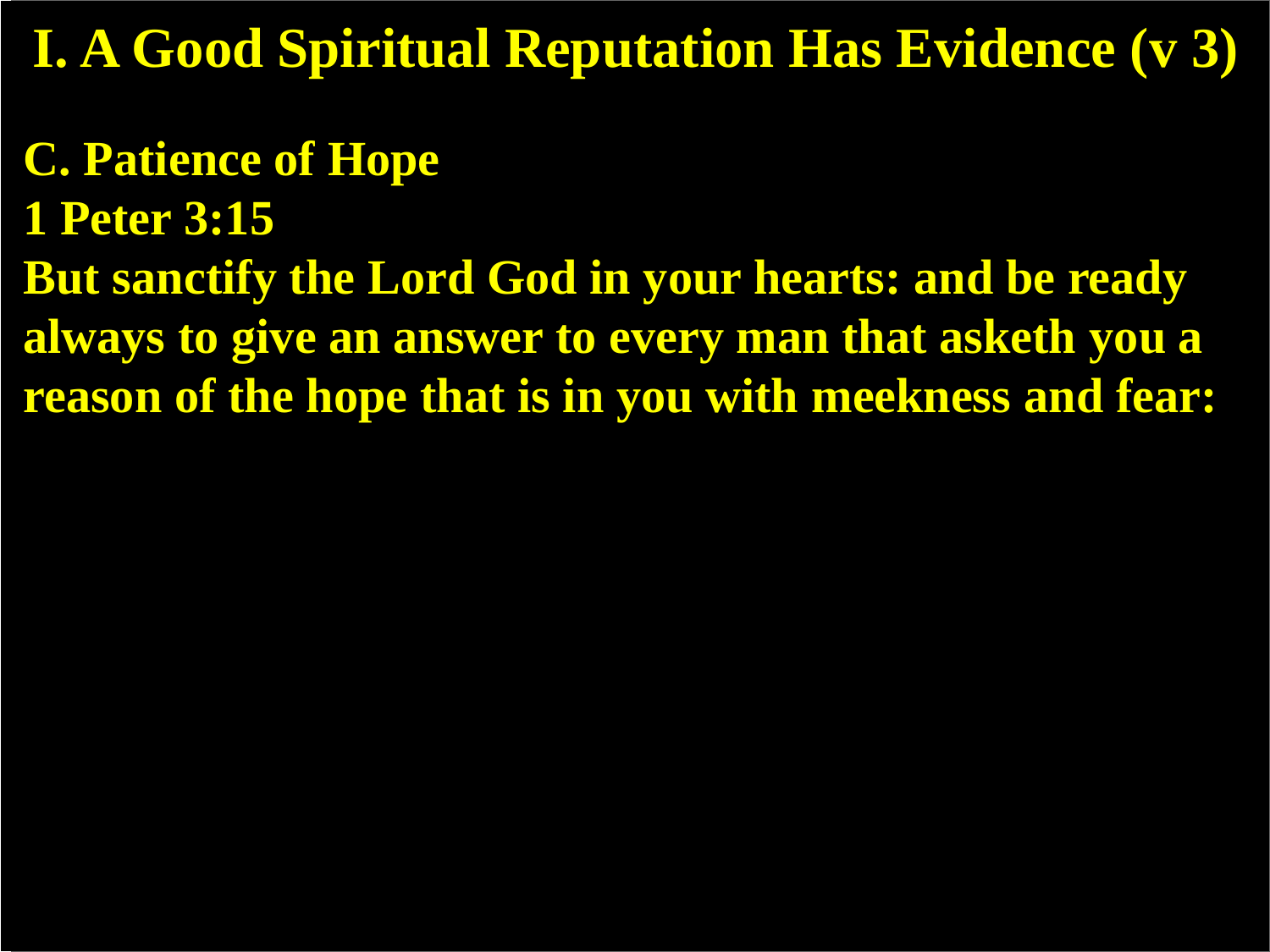# I. A Good Spiritual Reputation Has Evidence (v 3)

## C. Patience of Hope

**1 Peter 3:15**

**But sanctify the Lord God in your hearts: and be ready always to give an answer to every man that asketh you a reason of the hope that is in you with meekness and fear:**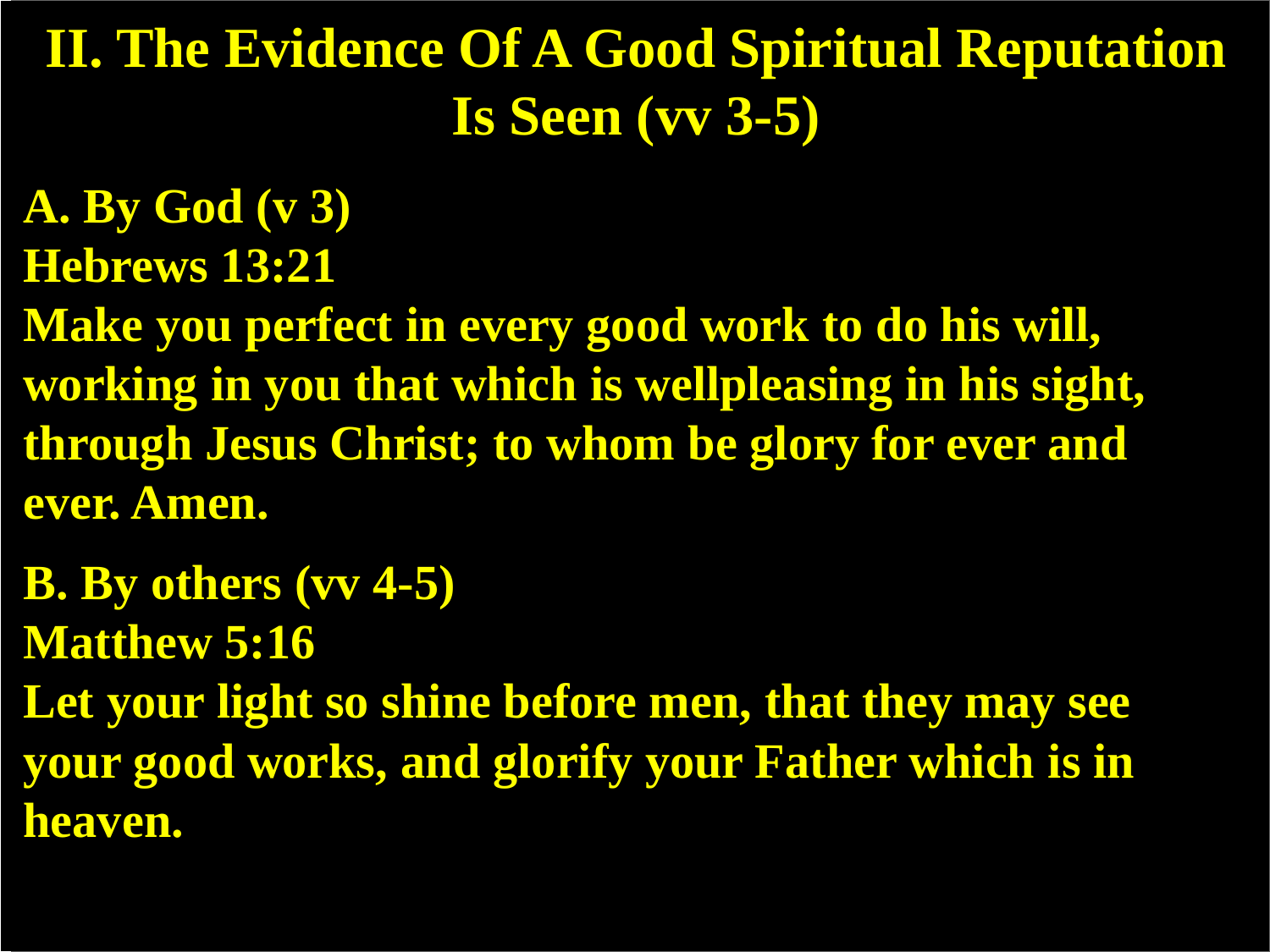# II. The Evidence Of A Good Spiritual Reputation Is Seen (vv 3-5)

**A. By God (v 3)**

**Hebrews 13:21**

**Make you perfect in every good work to do his will, working in you that which is wellpleasing in his sight, through Jesus Christ; to whom be glory for ever and ever. Amen.**

**B. By others (vv 4-5)**

**Matthew 5:16**

**Let your light so shine before men, that they may see your good works, and glorify your Father which is in heaven.**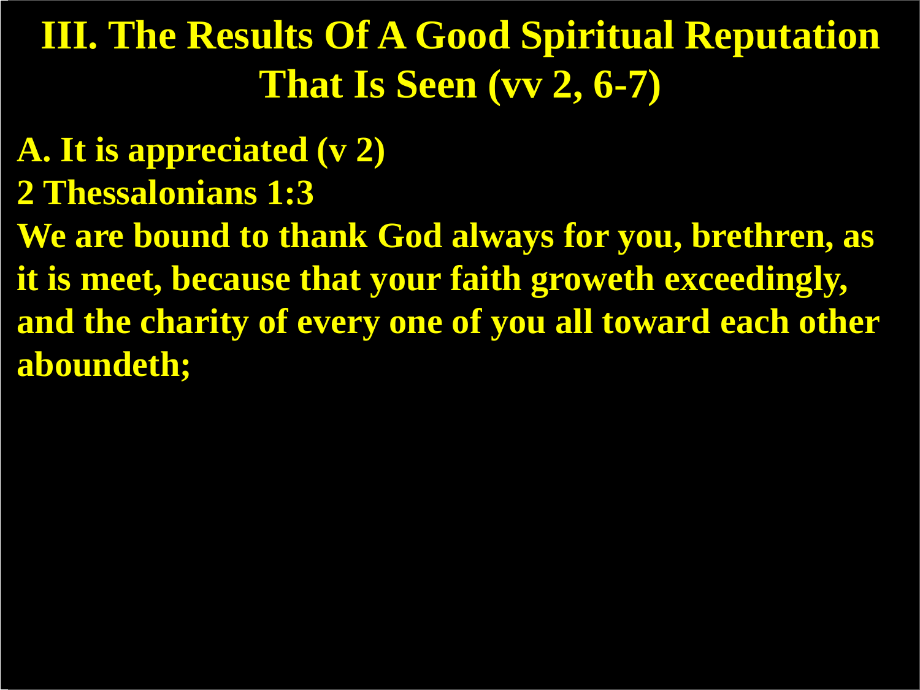# III. The Results Of A Good Spiritual Reputation That Is Seen (vv 2, 6-7)

**A. It is appreciated (v 2)**

**2 Thessalonians 1:3**

**We are bound to thank God always for you, brethren, as it is meet, because that your faith groweth exceedingly, and the charity of every one of you all toward each other aboundeth;**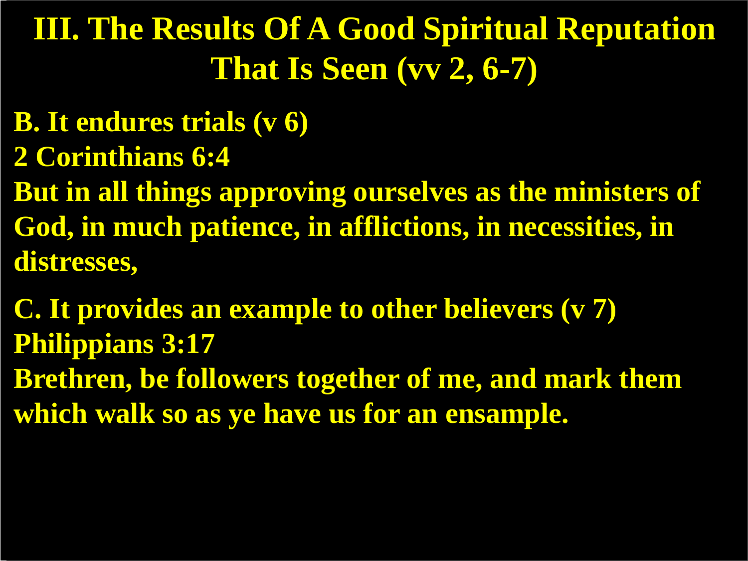# III. The Results Of A Good Spiritual Reputation That Is Seen (vv 2, 6-7)

**B. It endures trials (v 6)**

**2 Corinthians 6:4**

**But in all things approving ourselves as the ministers of God, in much patience, in afflictions, in necessities, in distresses,**

**C. It provides an example to other believers (v 7)**

**Philippians 3:17**

**Brethren, be followers together of me, and mark them which walk so as ye have us for an ensample.**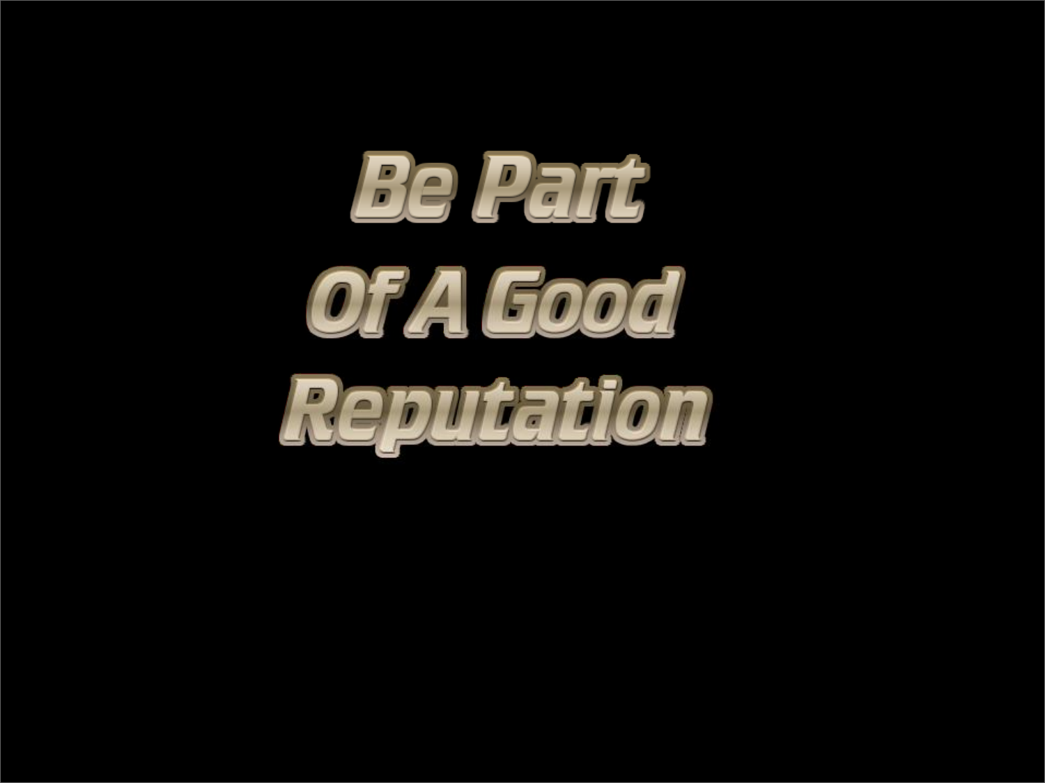# Be Part
# Of A Good
# Reputation